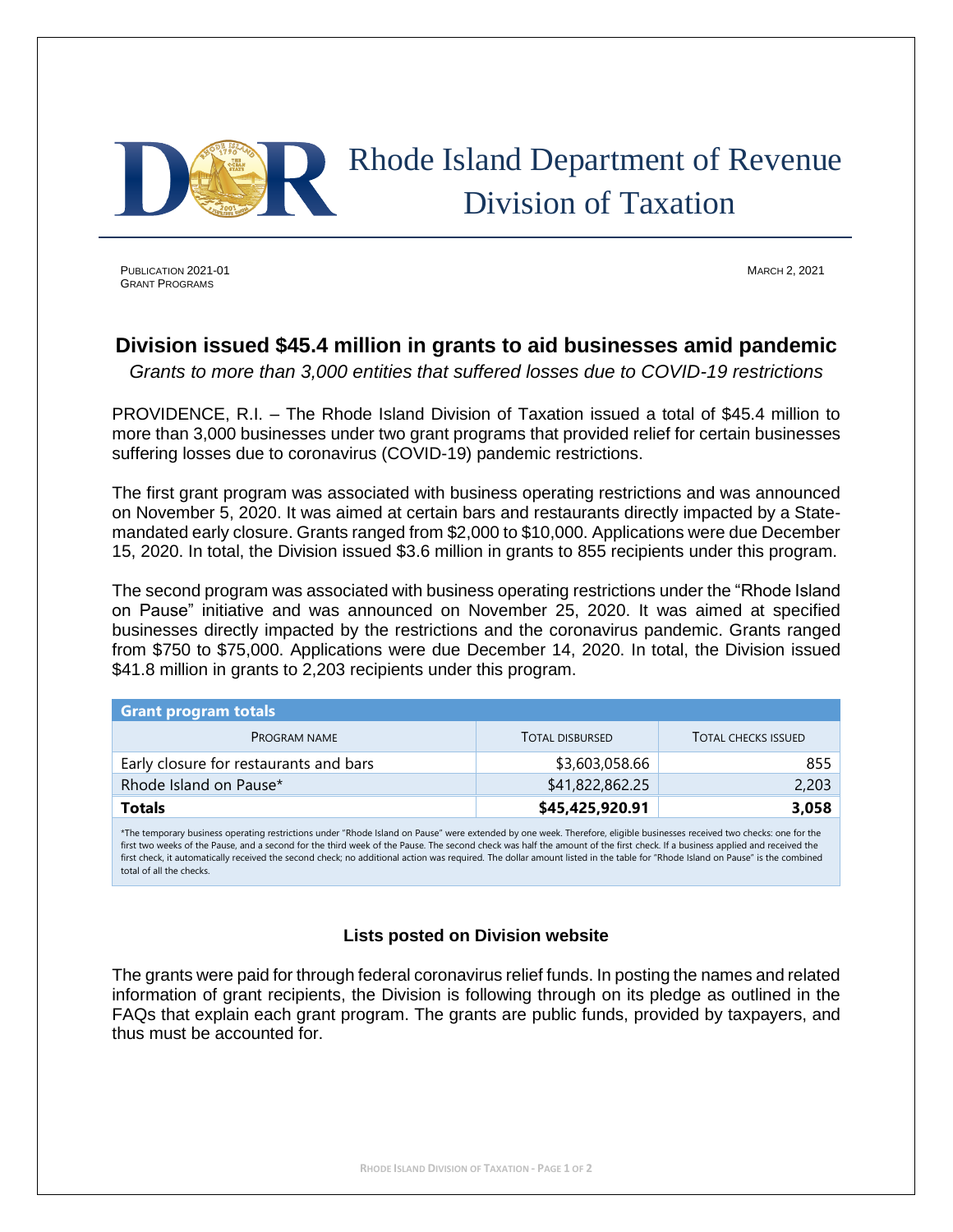# Rhode Island Department of Revenue
# Division of Taxation

PUBLICATION 2021-01
GRANT PROGRAMS

MARCH 2, 2021

## Division issued $45.4 million in grants to aid businesses amid pandemic

*Grants to more than 3,000 entities that suffered losses due to COVID-19 restrictions*

PROVIDENCE, R.I. – The Rhode Island Division of Taxation issued a total of $45.4 million to more than 3,000 businesses under two grant programs that provided relief for certain businesses suffering losses due to coronavirus (COVID-19) pandemic restrictions.

The first grant program was associated with business operating restrictions and was announced on November 5, 2020. It was aimed at certain bars and restaurants directly impacted by a State-mandated early closure. Grants ranged from $2,000 to $10,000. Applications were due December 15, 2020. In total, the Division issued $3.6 million in grants to 855 recipients under this program.

The second program was associated with business operating restrictions under the "Rhode Island on Pause" initiative and was announced on November 25, 2020. It was aimed at specified businesses directly impacted by the restrictions and the coronavirus pandemic. Grants ranged from $750 to $75,000. Applications were due December 14, 2020. In total, the Division issued $41.8 million in grants to 2,203 recipients under this program.

**Grant program totals**

| PROGRAM NAME | TOTAL DISBURSED | TOTAL CHECKS ISSUED |
|---|---|---|
| Early closure for restaurants and bars | $3,603,058.66 | 855 |
| Rhode Island on Pause* | $41,822,862.25 | 2,203 |
| **Totals** | **$45,425,920.91** | **3,058** |

*The temporary business operating restrictions under "Rhode Island on Pause" were extended by one week. Therefore, eligible businesses received two checks: one for the first two weeks of the Pause, and a second for the third week of the Pause. The second check was half the amount of the first check. If a business applied and received the first check, it automatically received the second check; no additional action was required. The dollar amount listed in the table for "Rhode Island on Pause" is the combined total of all the checks.

### Lists posted on Division website

The grants were paid for through federal coronavirus relief funds. In posting the names and related information of grant recipients, the Division is following through on its pledge as outlined in the FAQs that explain each grant program. The grants are public funds, provided by taxpayers, and thus must be accounted for.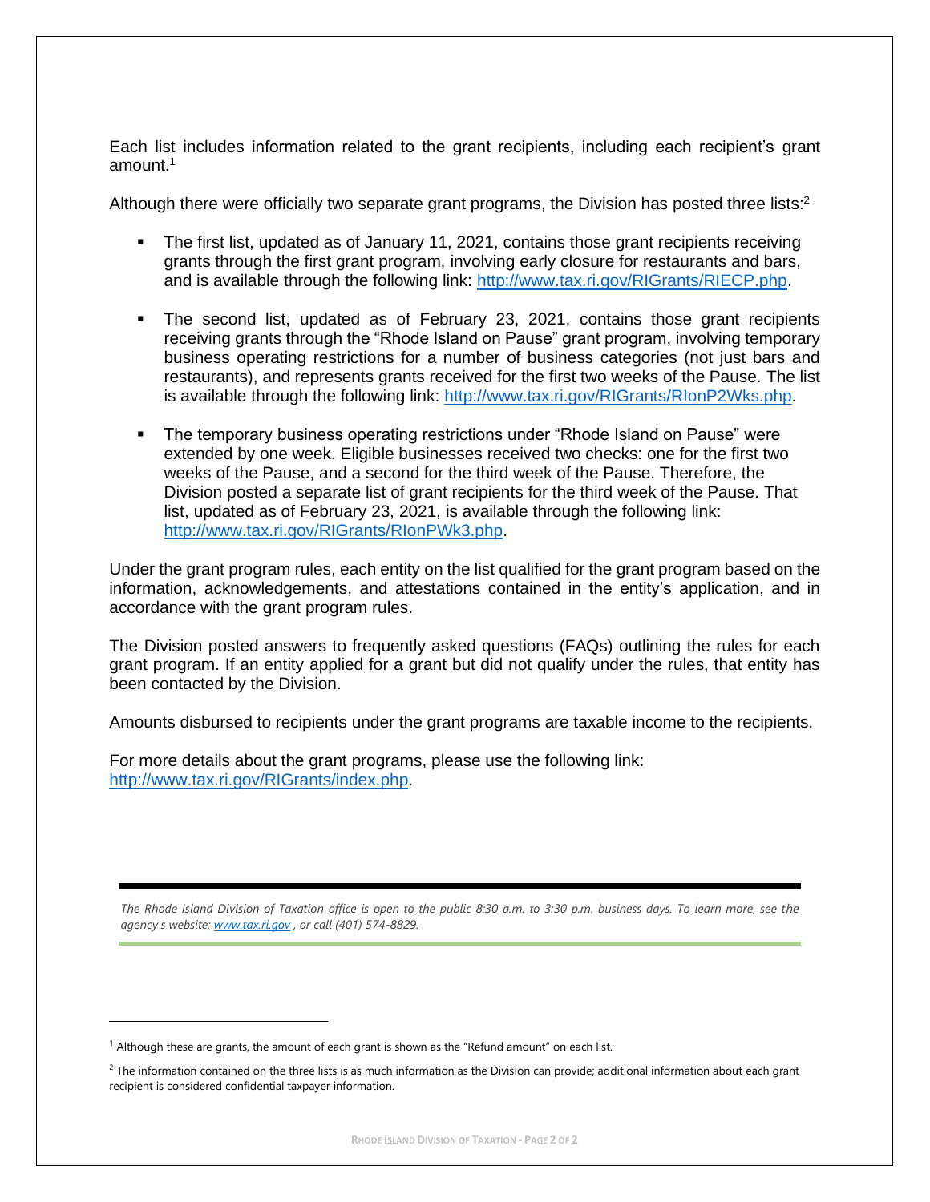Each list includes information related to the grant recipients, including each recipient's grant amount.[1]

Although there were officially two separate grant programs, the Division has posted three lists:[2]

- The first list, updated as of January 11, 2021, contains those grant recipients receiving grants through the first grant program, involving early closure for restaurants and bars, and is available through the following link: http://www.tax.ri.gov/RIGrants/RIECP.php.
- The second list, updated as of February 23, 2021, contains those grant recipients receiving grants through the "Rhode Island on Pause" grant program, involving temporary business operating restrictions for a number of business categories (not just bars and restaurants), and represents grants received for the first two weeks of the Pause. The list is available through the following link: http://www.tax.ri.gov/RIGrants/RIonP2Wks.php.
- The temporary business operating restrictions under "Rhode Island on Pause" were extended by one week. Eligible businesses received two checks: one for the first two weeks of the Pause, and a second for the third week of the Pause. Therefore, the Division posted a separate list of grant recipients for the third week of the Pause. That list, updated as of February 23, 2021, is available through the following link: http://www.tax.ri.gov/RIGrants/RIonPWk3.php.

Under the grant program rules, each entity on the list qualified for the grant program based on the information, acknowledgements, and attestations contained in the entity's application, and in accordance with the grant program rules.

The Division posted answers to frequently asked questions (FAQs) outlining the rules for each grant program. If an entity applied for a grant but did not qualify under the rules, that entity has been contacted by the Division.

Amounts disbursed to recipients under the grant programs are taxable income to the recipients.

For more details about the grant programs, please use the following link: http://www.tax.ri.gov/RIGrants/index.php.

---

*The Rhode Island Division of Taxation office is open to the public 8:30 a.m. to 3:30 p.m. business days. To learn more, see the agency's website: www.tax.ri.gov , or call (401) 574-8829.*

---

[1] Although these are grants, the amount of each grant is shown as the "Refund amount" on each list.

[2] The information contained on the three lists is as much information as the Division can provide; additional information about each grant recipient is considered confidential taxpayer information.